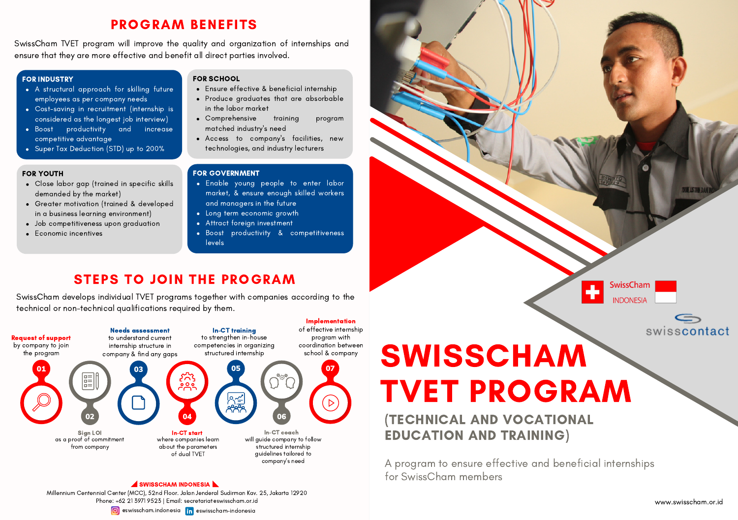## PROGRAM BENEFITS

SwissCham TVET program will improve the quality and organization of internships and ensure that they are more effective and benefit all direct parties involved.

### FOR INDUSTRY

- A structural approach for skilling future employees as per company needs
- Cost-saving in recruitment (internship is considered as the longest job interview)
- Boost productivity and increase competitive advantage
- Super Tax Deduction (STD) up to 200%

### FOR SCHOOL

- Ensure effective & beneficial internship
- Produce graduates that are absorbable in the labor market
- Comprehensive training program matched industry's need
- Access to company's facilities, new technologies, and industry lecturers

### FOR YOUTH

- Close labor gap (trained in specific skills demanded by the market)
- Greater motivation (trained & developed in a business learning environment)
- Job competitiveness upon graduation
- Economic incentives

### FOR GOVERNMENT

- Enable young people to enter labor market, & ensure enough skilled workers and managers in the future
- Long term economic growth
- Attract foreign investment
- Boost productivity & competitiveness levels

## STEPS TO JOIN THE PROGRAM

SwissCham develops individual TVET programs together with companies according to the technical or non-technical qualifications required by them.

01. **Request of support** by company to join the program
02. **Sign LOI** as a proof of commitment from company
03. **Needs assessment** to understand current internship structure in company & find any gaps
04. **In-CT start** where companies learn about the parameters of dual TVET
05. **In-CT training** to strengthen in-house competencies in organizing structured internship
06. **In-CT coach** will guide company to follow structured internship guidelines tailored to company's need
07. **Implementation** of effective internship program with coordination between school & company

**SWISSCHAM INDONESIA**

Millennium Centennial Center (MCC), 52nd Floor. Jalan Jenderal Sudirman Kav. 25, Jakarta 12920

Phone: +62 21 3971 9523 | Email: secretariat@swisscham.or.id

@swisscham.indonesia | @swisscham-indonesia

SwissCham INDONESIA

swisscontact

# SWISSCHAM TVET PROGRAM

## (TECHNICAL AND VOCATIONAL EDUCATION AND TRAINING)

A program to ensure effective and beneficial internships for SwissCham members

www.swisscham.or.id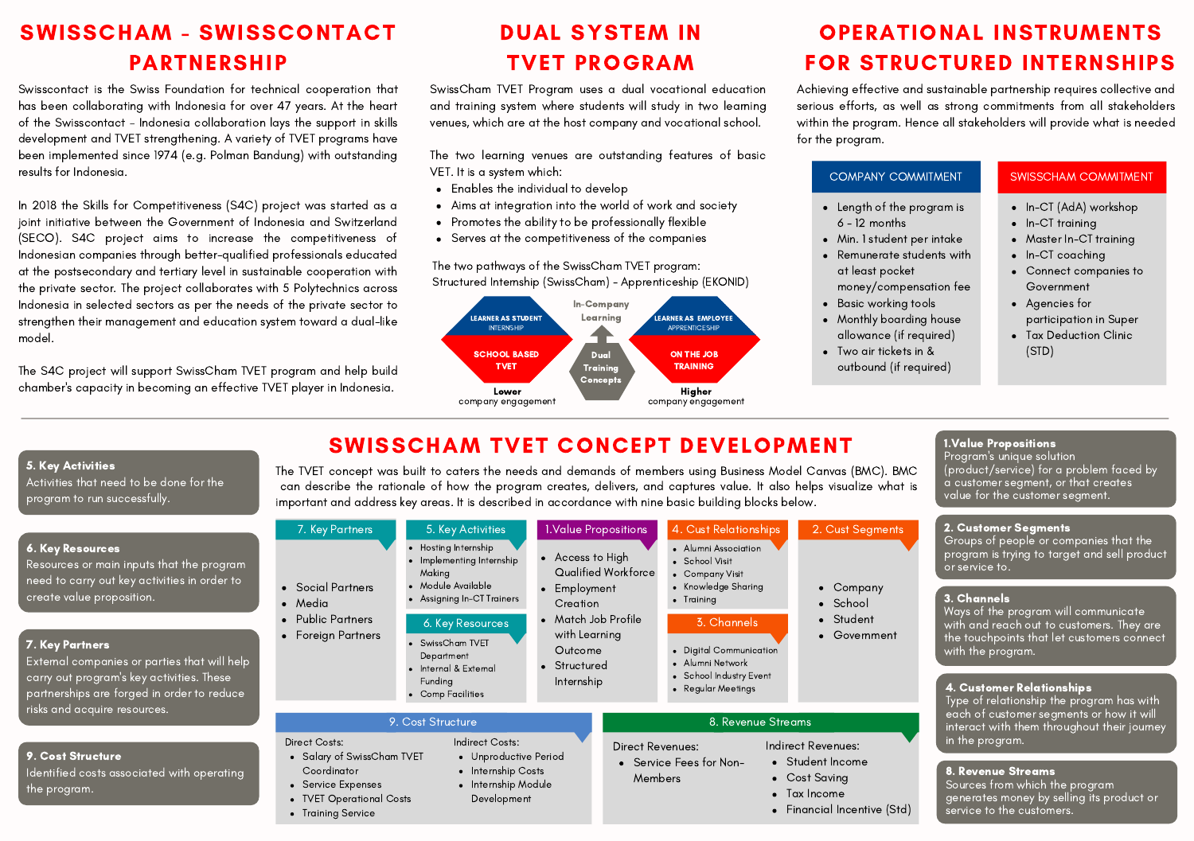# SWISSCHAM - SWISSCONTACT PARTNERSHIP

Swisscontact is the Swiss Foundation for technical cooperation that has been collaborating with Indonesia for over 47 years. At the heart of the Swisscontact - Indonesia collaboration lays the support in skills development and TVET strengthening. A variety of TVET programs have been implemented since 1974 (e.g. Polman Bandung) with outstanding results for Indonesia.

In 2018 the Skills for Competitiveness (S4C) project was started as a joint initiative between the Government of Indonesia and Switzerland (SECO). S4C project aims to increase the competitiveness of Indonesian companies through better-qualified professionals educated at the postsecondary and tertiary level in sustainable cooperation with the private sector. The project collaborates with 5 Polytechnics across Indonesia in selected sectors as per the needs of the private sector to strengthen their management and education system toward a dual-like model.

The S4C project will support SwissCham TVET program and help build chamber's capacity in becoming an effective TVET player in Indonesia.

# DUAL SYSTEM IN TVET PROGRAM

SwissCham TVET Program uses a dual vocational education and training system where students will study in two learning venues, which are at the host company and vocational school.

The two learning venues are outstanding features of basic VET. It is a system which:

- Enables the individual to develop
- Aims at integration into the world of work and society
- Promotes the ability to be professionally flexible
- Serves at the competitiveness of the companies

The two pathways of the SwissCham TVET program:
Structured Internship (SwissCham) - Apprenticeship (EKONID)

LEARNER AS STUDENT
INTERNSHIP
SCHOOL BASED TVET
Lower
company engagement

In-Company Learning
Dual Training Concepts

LEARNER AS EMPLOYEE
APPRENTICESHIP
ON THE JOB TRAINING
Higher
company engagement

# OPERATIONAL INSTRUMENTS FOR STRUCTURED INTERNSHIPS

Achieving effective and sustainable partnership requires collective and serious efforts, as well as strong commitments from all stakeholders within the program. Hence all stakeholders will provide what is needed for the program.

**COMPANY COMMITMENT**

- Length of the program is 6 - 12 months
- Min. 1 student per intake
- Remunerate students with at least pocket money/compensation fee
- Basic working tools
- Monthly boarding house allowance (if required)
- Two air tickets in & outbound (if required)

**SWISSCHAM COMMITMENT**

- In-CT (AdA) workshop
- In-CT training
- Master In-CT training
- In-CT coaching
- Connect companies to Government
- Agencies for participation in Super
- Tax Deduction Clinic (STD)

# SWISSCHAM TVET CONCEPT DEVELOPMENT

The TVET concept was built to caters the needs and demands of members using Business Model Canvas (BMC). BMC can describe the rationale of how the program creates, delivers, and captures value. It also helps visualize what is important and address key areas. It is described in accordance with nine basic building blocks below.

**7. Key Partners**

- Social Partners
- Media
- Public Partners
- Foreign Partners

**5. Key Activities**

- Hosting Internship
- Implementing Internship Making
- Module Available
- Assigning In-CT Trainers

**6. Key Resources**

- SwissCham TVET Department
- Internal & External Funding
- Comp Facilities

**1. Value Propositions**

- Access to High Qualified Workforce
- Employment Creation
- Match Job Profile with Learning Outcome
- Structured Internship

**4. Cust Relationships**

- Alumni Association
- School Visit
- Company Visit
- Knowledge Sharing
- Training

**3. Channels**

- Digital Communication
- Alumni Network
- School Industry Event
- Regular Meetings

**2. Cust Segments**

- Company
- School
- Student
- Government

**9. Cost Structure**

Direct Costs:

- Salary of SwissCham TVET Coordinator
- Service Expenses
- TVET Operational Costs
- Training Service

Indirect Costs:

- Unproductive Period
- Internship Costs
- Internship Module Development

**8. Revenue Streams**

Direct Revenues:

- Service Fees for Non-Members

Indirect Revenues:

- Student Income
- Cost Saving
- Tax Income
- Financial Incentive (Std)

**1. Value Propositions**
Program's unique solution (product/service) for a problem faced by a customer segment, or that creates value for the customer segment.

**2. Customer Segments**
Groups of people or companies that the program is trying to target and sell product or service to.

**3. Channels**
Ways of the program will communicate with and reach out to customers. They are the touchpoints that let customers connect with the program.

**4. Customer Relationships**
Type of relationship the program has with each of customer segments or how it will interact with them throughout their journey in the program.

**5. Key Activities**
Activities that need to be done for the program to run successfully.

**6. Key Resources**
Resources or main inputs that the program need to carry out key activities in order to create value proposition.

**7. Key Partners**
External companies or parties that will help carry out program's key activities. These partnerships are forged in order to reduce risks and acquire resources.

**8. Revenue Streams**
Sources from which the program generates money by selling its product or service to the customers.

**9. Cost Structure**
Identified costs associated with operating the program.